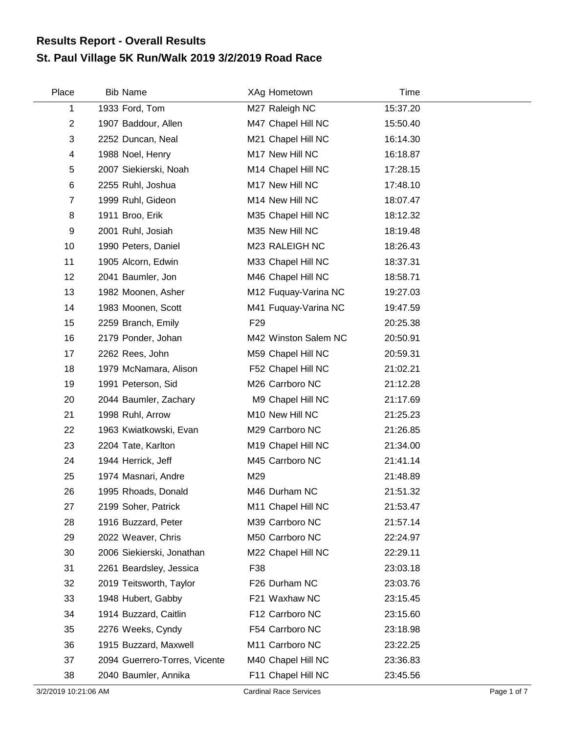# Results Report - Overall Results
## St. Paul Village 5K Run/Walk 2019 3/2/2019 Road Race

| Place | Bib | Name | XAg | Hometown | Time |
|---|---|---|---|---|---|
| 1 | 1933 | Ford, Tom | M27 | Raleigh NC | 15:37.20 |
| 2 | 1907 | Baddour, Allen | M47 | Chapel Hill NC | 15:50.40 |
| 3 | 2252 | Duncan, Neal | M21 | Chapel Hill NC | 16:14.30 |
| 4 | 1988 | Noel, Henry | M17 | New Hill NC | 16:18.87 |
| 5 | 2007 | Siekierski, Noah | M14 | Chapel Hill NC | 17:28.15 |
| 6 | 2255 | Ruhl, Joshua | M17 | New Hill NC | 17:48.10 |
| 7 | 1999 | Ruhl, Gideon | M14 | New Hill NC | 18:07.47 |
| 8 | 1911 | Broo, Erik | M35 | Chapel Hill NC | 18:12.32 |
| 9 | 2001 | Ruhl, Josiah | M35 | New Hill NC | 18:19.48 |
| 10 | 1990 | Peters, Daniel | M23 | RALEIGH NC | 18:26.43 |
| 11 | 1905 | Alcorn, Edwin | M33 | Chapel Hill NC | 18:37.31 |
| 12 | 2041 | Baumler, Jon | M46 | Chapel Hill NC | 18:58.71 |
| 13 | 1982 | Moonen, Asher | M12 | Fuquay-Varina NC | 19:27.03 |
| 14 | 1983 | Moonen, Scott | M41 | Fuquay-Varina NC | 19:47.59 |
| 15 | 2259 | Branch, Emily | F29 | | 20:25.38 |
| 16 | 2179 | Ponder, Johan | M42 | Winston Salem NC | 20:50.91 |
| 17 | 2262 | Rees, John | M59 | Chapel Hill NC | 20:59.31 |
| 18 | 1979 | McNamara, Alison | F52 | Chapel Hill NC | 21:02.21 |
| 19 | 1991 | Peterson, Sid | M26 | Carrboro NC | 21:12.28 |
| 20 | 2044 | Baumler, Zachary | M9 | Chapel Hill NC | 21:17.69 |
| 21 | 1998 | Ruhl, Arrow | M10 | New Hill NC | 21:25.23 |
| 22 | 1963 | Kwiatkowski, Evan | M29 | Carrboro NC | 21:26.85 |
| 23 | 2204 | Tate, Karlton | M19 | Chapel Hill NC | 21:34.00 |
| 24 | 1944 | Herrick, Jeff | M45 | Carrboro NC | 21:41.14 |
| 25 | 1974 | Masnari, Andre | M29 | | 21:48.89 |
| 26 | 1995 | Rhoads, Donald | M46 | Durham NC | 21:51.32 |
| 27 | 2199 | Soher, Patrick | M11 | Chapel Hill NC | 21:53.47 |
| 28 | 1916 | Buzzard, Peter | M39 | Carrboro NC | 21:57.14 |
| 29 | 2022 | Weaver, Chris | M50 | Carrboro NC | 22:24.97 |
| 30 | 2006 | Siekierski, Jonathan | M22 | Chapel Hill NC | 22:29.11 |
| 31 | 2261 | Beardsley, Jessica | F38 | | 23:03.18 |
| 32 | 2019 | Teitsworth, Taylor | F26 | Durham NC | 23:03.76 |
| 33 | 1948 | Hubert, Gabby | F21 | Waxhaw NC | 23:15.45 |
| 34 | 1914 | Buzzard, Caitlin | F12 | Carrboro NC | 23:15.60 |
| 35 | 2276 | Weeks, Cyndy | F54 | Carrboro NC | 23:18.98 |
| 36 | 1915 | Buzzard, Maxwell | M11 | Carrboro NC | 23:22.25 |
| 37 | 2094 | Guerrero-Torres, Vicente | M40 | Chapel Hill NC | 23:36.83 |
| 38 | 2040 | Baumler, Annika | F11 | Chapel Hill NC | 23:45.56 |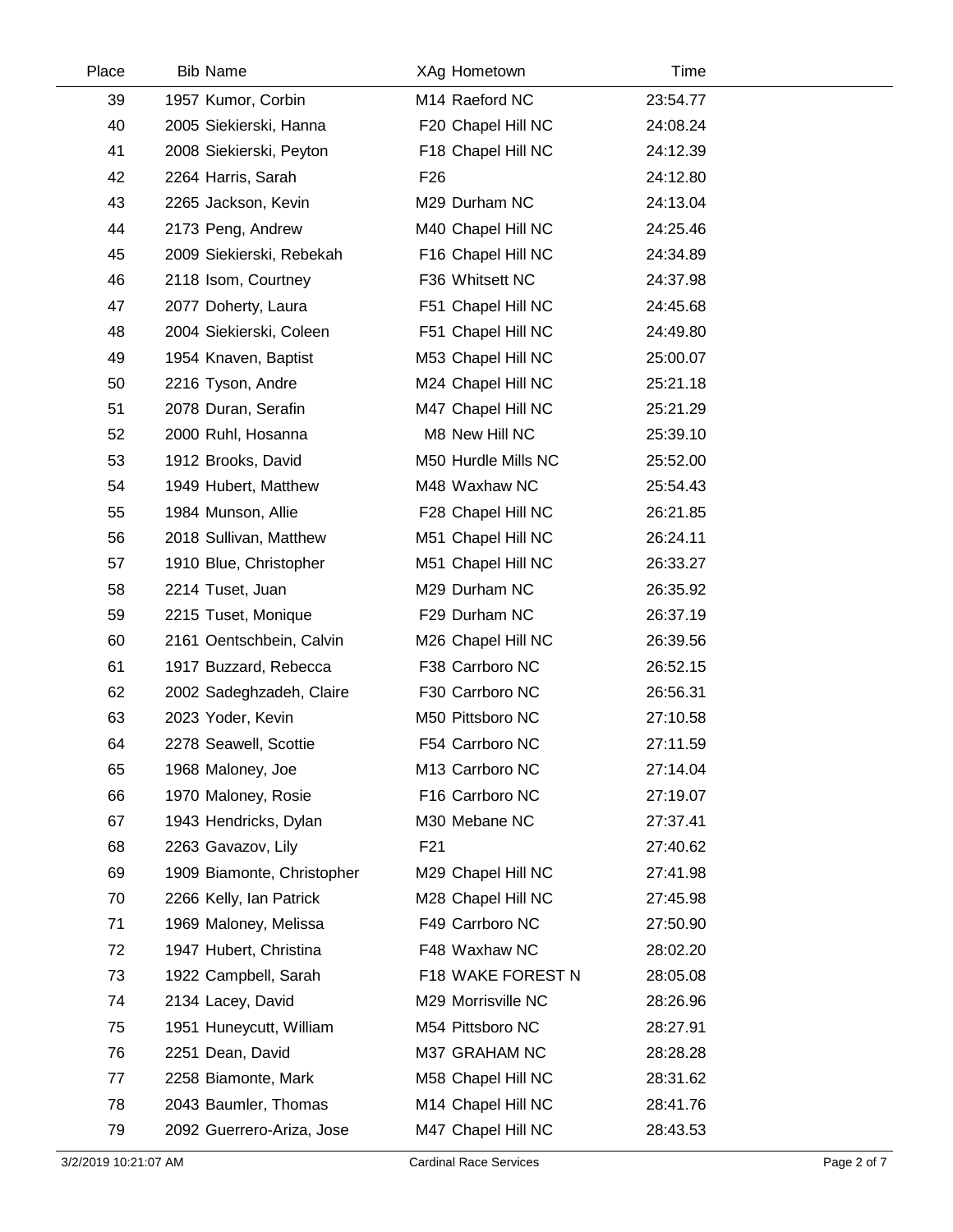| Place | Bib | Name | XAg | Hometown | Time |
|---|---|---|---|---|---|
| 39 | 1957 | Kumor, Corbin | M14 | Raeford NC | 23:54.77 |
| 40 | 2005 | Siekierski, Hanna | F20 | Chapel Hill NC | 24:08.24 |
| 41 | 2008 | Siekierski, Peyton | F18 | Chapel Hill NC | 24:12.39 |
| 42 | 2264 | Harris, Sarah | F26 | | 24:12.80 |
| 43 | 2265 | Jackson, Kevin | M29 | Durham NC | 24:13.04 |
| 44 | 2173 | Peng, Andrew | M40 | Chapel Hill NC | 24:25.46 |
| 45 | 2009 | Siekierski, Rebekah | F16 | Chapel Hill NC | 24:34.89 |
| 46 | 2118 | Isom, Courtney | F36 | Whitsett NC | 24:37.98 |
| 47 | 2077 | Doherty, Laura | F51 | Chapel Hill NC | 24:45.68 |
| 48 | 2004 | Siekierski, Coleen | F51 | Chapel Hill NC | 24:49.80 |
| 49 | 1954 | Knaven, Baptist | M53 | Chapel Hill NC | 25:00.07 |
| 50 | 2216 | Tyson, Andre | M24 | Chapel Hill NC | 25:21.18 |
| 51 | 2078 | Duran, Serafin | M47 | Chapel Hill NC | 25:21.29 |
| 52 | 2000 | Ruhl, Hosanna | M8 | New Hill NC | 25:39.10 |
| 53 | 1912 | Brooks, David | M50 | Hurdle Mills NC | 25:52.00 |
| 54 | 1949 | Hubert, Matthew | M48 | Waxhaw NC | 25:54.43 |
| 55 | 1984 | Munson, Allie | F28 | Chapel Hill NC | 26:21.85 |
| 56 | 2018 | Sullivan, Matthew | M51 | Chapel Hill NC | 26:24.11 |
| 57 | 1910 | Blue, Christopher | M51 | Chapel Hill NC | 26:33.27 |
| 58 | 2214 | Tuset, Juan | M29 | Durham NC | 26:35.92 |
| 59 | 2215 | Tuset, Monique | F29 | Durham NC | 26:37.19 |
| 60 | 2161 | Oentschbein, Calvin | M26 | Chapel Hill NC | 26:39.56 |
| 61 | 1917 | Buzzard, Rebecca | F38 | Carrboro NC | 26:52.15 |
| 62 | 2002 | Sadeghzadeh, Claire | F30 | Carrboro NC | 26:56.31 |
| 63 | 2023 | Yoder, Kevin | M50 | Pittsboro NC | 27:10.58 |
| 64 | 2278 | Seawell, Scottie | F54 | Carrboro NC | 27:11.59 |
| 65 | 1968 | Maloney, Joe | M13 | Carrboro NC | 27:14.04 |
| 66 | 1970 | Maloney, Rosie | F16 | Carrboro NC | 27:19.07 |
| 67 | 1943 | Hendricks, Dylan | M30 | Mebane NC | 27:37.41 |
| 68 | 2263 | Gavazov, Lily | F21 | | 27:40.62 |
| 69 | 1909 | Biamonte, Christopher | M29 | Chapel Hill NC | 27:41.98 |
| 70 | 2266 | Kelly, Ian Patrick | M28 | Chapel Hill NC | 27:45.98 |
| 71 | 1969 | Maloney, Melissa | F49 | Carrboro NC | 27:50.90 |
| 72 | 1947 | Hubert, Christina | F48 | Waxhaw NC | 28:02.20 |
| 73 | 1922 | Campbell, Sarah | F18 | WAKE FOREST N | 28:05.08 |
| 74 | 2134 | Lacey, David | M29 | Morrisville NC | 28:26.96 |
| 75 | 1951 | Huneycutt, William | M54 | Pittsboro NC | 28:27.91 |
| 76 | 2251 | Dean, David | M37 | GRAHAM NC | 28:28.28 |
| 77 | 2258 | Biamonte, Mark | M58 | Chapel Hill NC | 28:31.62 |
| 78 | 2043 | Baumler, Thomas | M14 | Chapel Hill NC | 28:41.76 |
| 79 | 2092 | Guerrero-Ariza, Jose | M47 | Chapel Hill NC | 28:43.53 |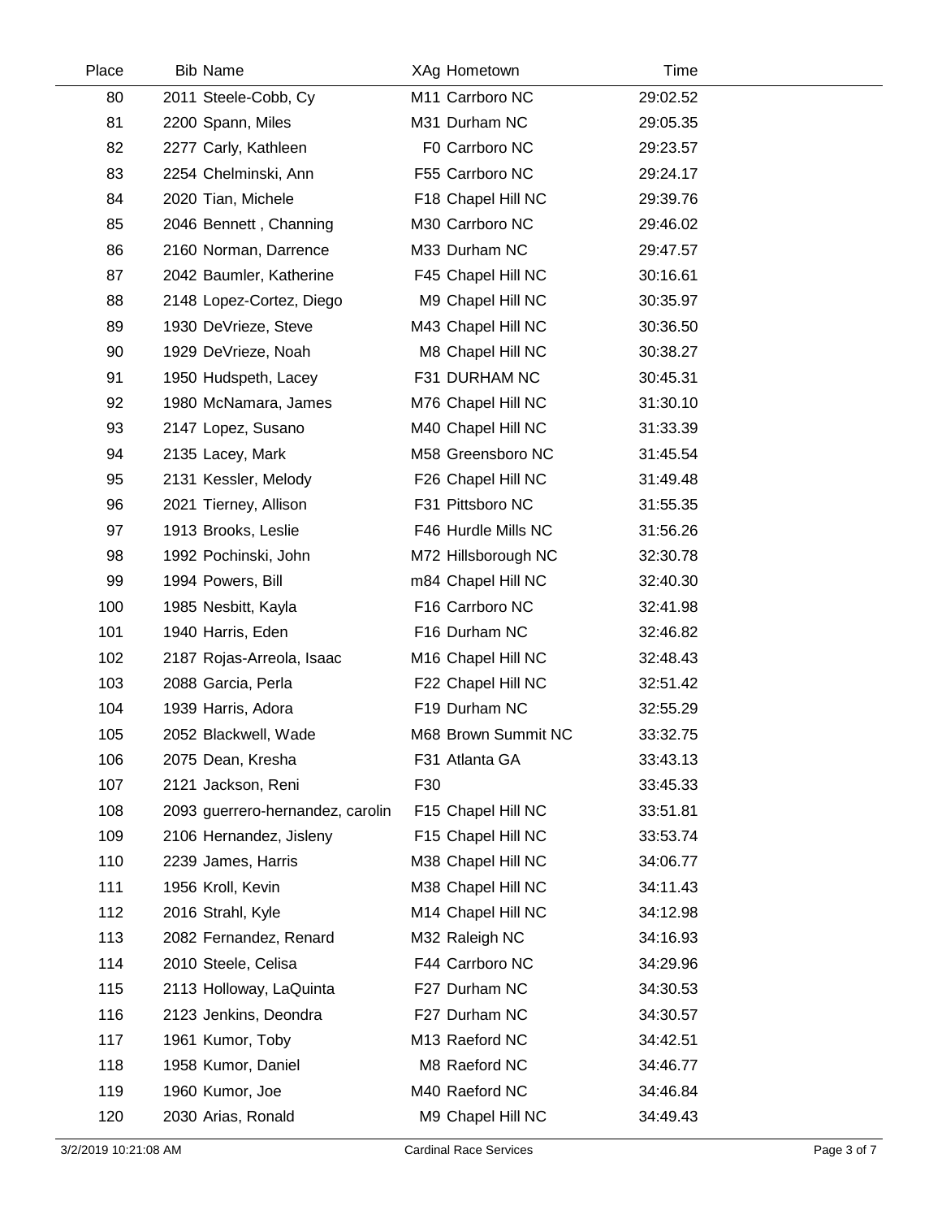| Place | Bib | Name | XAg | Hometown | Time |
|---|---|---|---|---|---|
| 80 | 2011 | Steele-Cobb, Cy | M11 | Carrboro NC | 29:02.52 |
| 81 | 2200 | Spann, Miles | M31 | Durham NC | 29:05.35 |
| 82 | 2277 | Carly, Kathleen | F0 | Carrboro NC | 29:23.57 |
| 83 | 2254 | Chelminski, Ann | F55 | Carrboro NC | 29:24.17 |
| 84 | 2020 | Tian, Michele | F18 | Chapel Hill NC | 29:39.76 |
| 85 | 2046 | Bennett , Channing | M30 | Carrboro NC | 29:46.02 |
| 86 | 2160 | Norman, Darrence | M33 | Durham NC | 29:47.57 |
| 87 | 2042 | Baumler, Katherine | F45 | Chapel Hill NC | 30:16.61 |
| 88 | 2148 | Lopez-Cortez, Diego | M9 | Chapel Hill NC | 30:35.97 |
| 89 | 1930 | DeVrieze, Steve | M43 | Chapel Hill NC | 30:36.50 |
| 90 | 1929 | DeVrieze, Noah | M8 | Chapel Hill NC | 30:38.27 |
| 91 | 1950 | Hudspeth, Lacey | F31 | DURHAM NC | 30:45.31 |
| 92 | 1980 | McNamara, James | M76 | Chapel Hill NC | 31:30.10 |
| 93 | 2147 | Lopez, Susano | M40 | Chapel Hill NC | 31:33.39 |
| 94 | 2135 | Lacey, Mark | M58 | Greensboro NC | 31:45.54 |
| 95 | 2131 | Kessler, Melody | F26 | Chapel Hill NC | 31:49.48 |
| 96 | 2021 | Tierney, Allison | F31 | Pittsboro NC | 31:55.35 |
| 97 | 1913 | Brooks, Leslie | F46 | Hurdle Mills NC | 31:56.26 |
| 98 | 1992 | Pochinski, John | M72 | Hillsborough NC | 32:30.78 |
| 99 | 1994 | Powers, Bill | m84 | Chapel Hill NC | 32:40.30 |
| 100 | 1985 | Nesbitt, Kayla | F16 | Carrboro NC | 32:41.98 |
| 101 | 1940 | Harris, Eden | F16 | Durham NC | 32:46.82 |
| 102 | 2187 | Rojas-Arreola, Isaac | M16 | Chapel Hill NC | 32:48.43 |
| 103 | 2088 | Garcia, Perla | F22 | Chapel Hill NC | 32:51.42 |
| 104 | 1939 | Harris, Adora | F19 | Durham NC | 32:55.29 |
| 105 | 2052 | Blackwell, Wade | M68 | Brown Summit NC | 33:32.75 |
| 106 | 2075 | Dean, Kresha | F31 | Atlanta GA | 33:43.13 |
| 107 | 2121 | Jackson, Reni | F30 | | 33:45.33 |
| 108 | 2093 | guerrero-hernandez, carolin | F15 | Chapel Hill NC | 33:51.81 |
| 109 | 2106 | Hernandez, Jisleny | F15 | Chapel Hill NC | 33:53.74 |
| 110 | 2239 | James, Harris | M38 | Chapel Hill NC | 34:06.77 |
| 111 | 1956 | Kroll, Kevin | M38 | Chapel Hill NC | 34:11.43 |
| 112 | 2016 | Strahl, Kyle | M14 | Chapel Hill NC | 34:12.98 |
| 113 | 2082 | Fernandez, Renard | M32 | Raleigh NC | 34:16.93 |
| 114 | 2010 | Steele, Celisa | F44 | Carrboro NC | 34:29.96 |
| 115 | 2113 | Holloway, LaQuinta | F27 | Durham NC | 34:30.53 |
| 116 | 2123 | Jenkins, Deondra | F27 | Durham NC | 34:30.57 |
| 117 | 1961 | Kumor, Toby | M13 | Raeford NC | 34:42.51 |
| 118 | 1958 | Kumor, Daniel | M8 | Raeford NC | 34:46.77 |
| 119 | 1960 | Kumor, Joe | M40 | Raeford NC | 34:46.84 |
| 120 | 2030 | Arias, Ronald | M9 | Chapel Hill NC | 34:49.43 |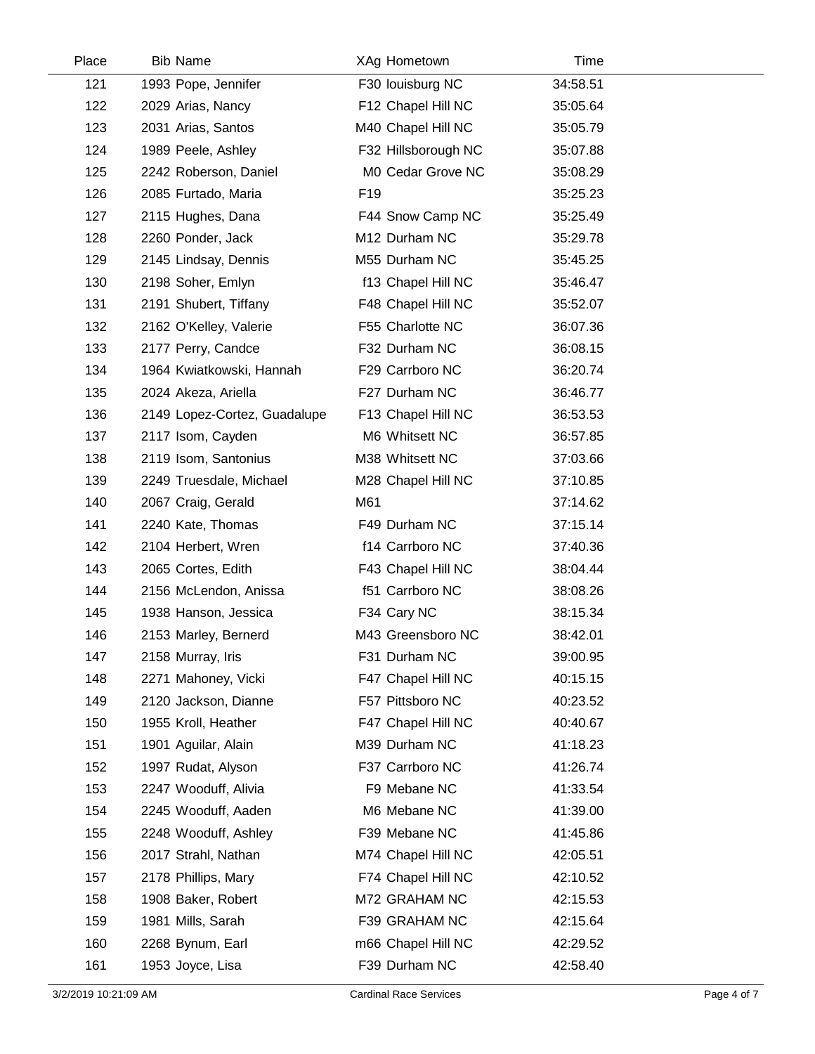| Place | Bib | Name | XAg | Hometown | Time |
|---|---|---|---|---|---|
| 121 | 1993 | Pope, Jennifer | F30 | louisburg NC | 34:58.51 |
| 122 | 2029 | Arias, Nancy | F12 | Chapel Hill NC | 35:05.64 |
| 123 | 2031 | Arias, Santos | M40 | Chapel Hill NC | 35:05.79 |
| 124 | 1989 | Peele, Ashley | F32 | Hillsborough NC | 35:07.88 |
| 125 | 2242 | Roberson, Daniel | M0 | Cedar Grove NC | 35:08.29 |
| 126 | 2085 | Furtado, Maria | F19 | | 35:25.23 |
| 127 | 2115 | Hughes, Dana | F44 | Snow Camp NC | 35:25.49 |
| 128 | 2260 | Ponder, Jack | M12 | Durham NC | 35:29.78 |
| 129 | 2145 | Lindsay, Dennis | M55 | Durham NC | 35:45.25 |
| 130 | 2198 | Soher, Emlyn | f13 | Chapel Hill NC | 35:46.47 |
| 131 | 2191 | Shubert, Tiffany | F48 | Chapel Hill NC | 35:52.07 |
| 132 | 2162 | O'Kelley, Valerie | F55 | Charlotte NC | 36:07.36 |
| 133 | 2177 | Perry, Candce | F32 | Durham NC | 36:08.15 |
| 134 | 1964 | Kwiatkowski, Hannah | F29 | Carrboro NC | 36:20.74 |
| 135 | 2024 | Akeza, Ariella | F27 | Durham NC | 36:46.77 |
| 136 | 2149 | Lopez-Cortez, Guadalupe | F13 | Chapel Hill NC | 36:53.53 |
| 137 | 2117 | Isom, Cayden | M6 | Whitsett NC | 36:57.85 |
| 138 | 2119 | Isom, Santonius | M38 | Whitsett NC | 37:03.66 |
| 139 | 2249 | Truesdale, Michael | M28 | Chapel Hill NC | 37:10.85 |
| 140 | 2067 | Craig, Gerald | M61 | | 37:14.62 |
| 141 | 2240 | Kate, Thomas | F49 | Durham NC | 37:15.14 |
| 142 | 2104 | Herbert, Wren | f14 | Carrboro NC | 37:40.36 |
| 143 | 2065 | Cortes, Edith | F43 | Chapel Hill NC | 38:04.44 |
| 144 | 2156 | McLendon, Anissa | f51 | Carrboro NC | 38:08.26 |
| 145 | 1938 | Hanson, Jessica | F34 | Cary NC | 38:15.34 |
| 146 | 2153 | Marley, Bernerd | M43 | Greensboro NC | 38:42.01 |
| 147 | 2158 | Murray, Iris | F31 | Durham NC | 39:00.95 |
| 148 | 2271 | Mahoney, Vicki | F47 | Chapel Hill NC | 40:15.15 |
| 149 | 2120 | Jackson, Dianne | F57 | Pittsboro NC | 40:23.52 |
| 150 | 1955 | Kroll, Heather | F47 | Chapel Hill NC | 40:40.67 |
| 151 | 1901 | Aguilar, Alain | M39 | Durham NC | 41:18.23 |
| 152 | 1997 | Rudat, Alyson | F37 | Carrboro NC | 41:26.74 |
| 153 | 2247 | Wooduff, Alivia | F9 | Mebane NC | 41:33.54 |
| 154 | 2245 | Wooduff, Aaden | M6 | Mebane NC | 41:39.00 |
| 155 | 2248 | Wooduff, Ashley | F39 | Mebane NC | 41:45.86 |
| 156 | 2017 | Strahl, Nathan | M74 | Chapel Hill NC | 42:05.51 |
| 157 | 2178 | Phillips, Mary | F74 | Chapel Hill NC | 42:10.52 |
| 158 | 1908 | Baker, Robert | M72 | GRAHAM NC | 42:15.53 |
| 159 | 1981 | Mills, Sarah | F39 | GRAHAM NC | 42:15.64 |
| 160 | 2268 | Bynum, Earl | m66 | Chapel Hill NC | 42:29.52 |
| 161 | 1953 | Joyce, Lisa | F39 | Durham NC | 42:58.40 |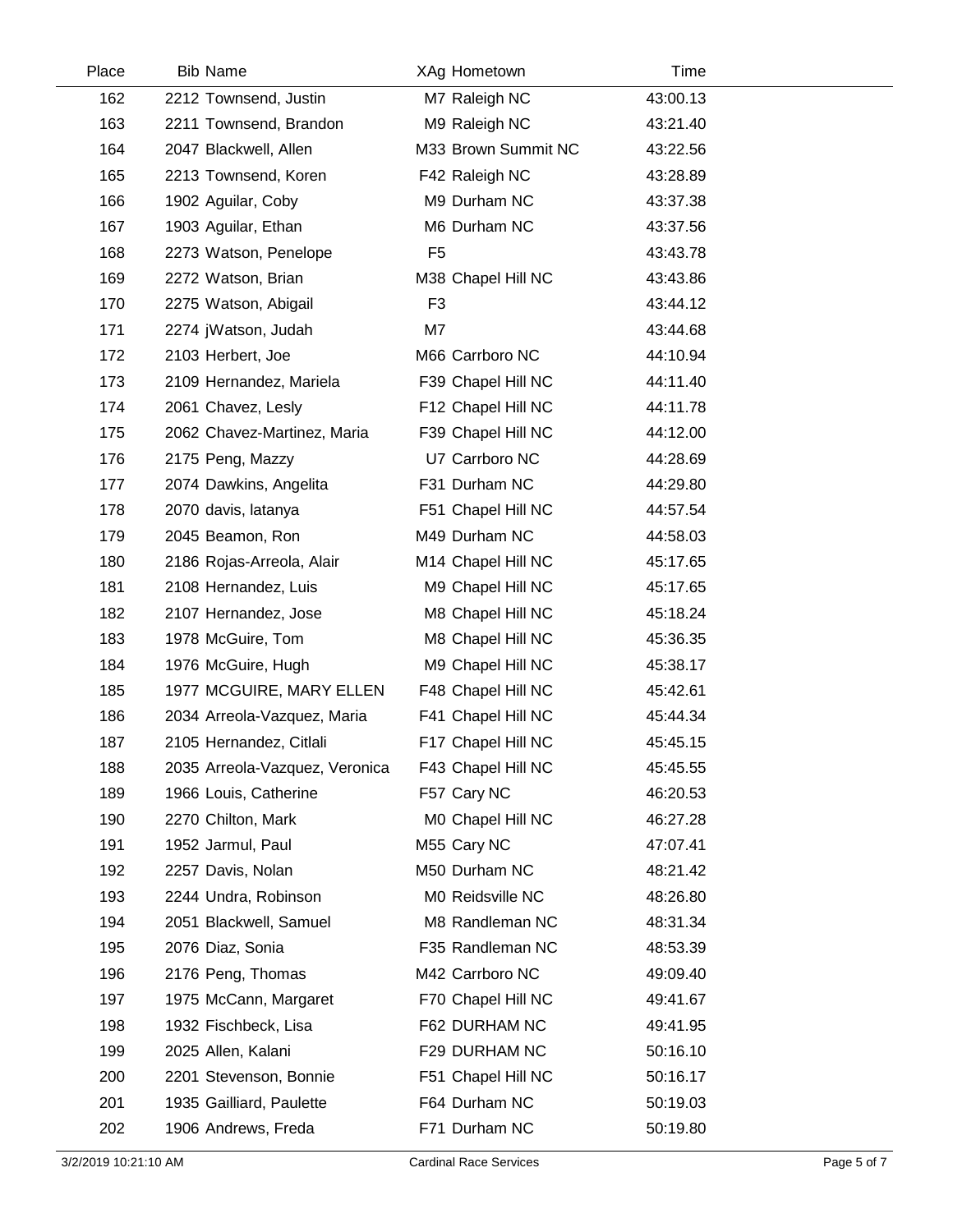| Place | Bib | Name | XAg | Hometown | Time |
|---|---|---|---|---|---|
| 162 | 2212 | Townsend, Justin | M7 | Raleigh NC | 43:00.13 |
| 163 | 2211 | Townsend, Brandon | M9 | Raleigh NC | 43:21.40 |
| 164 | 2047 | Blackwell, Allen | M33 | Brown Summit NC | 43:22.56 |
| 165 | 2213 | Townsend, Koren | F42 | Raleigh NC | 43:28.89 |
| 166 | 1902 | Aguilar, Coby | M9 | Durham NC | 43:37.38 |
| 167 | 1903 | Aguilar, Ethan | M6 | Durham NC | 43:37.56 |
| 168 | 2273 | Watson, Penelope | F5 | | 43:43.78 |
| 169 | 2272 | Watson, Brian | M38 | Chapel Hill NC | 43:43.86 |
| 170 | 2275 | Watson, Abigail | F3 | | 43:44.12 |
| 171 | 2274 | jWatson, Judah | M7 | | 43:44.68 |
| 172 | 2103 | Herbert, Joe | M66 | Carrboro NC | 44:10.94 |
| 173 | 2109 | Hernandez, Mariela | F39 | Chapel Hill NC | 44:11.40 |
| 174 | 2061 | Chavez, Lesly | F12 | Chapel Hill NC | 44:11.78 |
| 175 | 2062 | Chavez-Martinez, Maria | F39 | Chapel Hill NC | 44:12.00 |
| 176 | 2175 | Peng, Mazzy | U7 | Carrboro NC | 44:28.69 |
| 177 | 2074 | Dawkins, Angelita | F31 | Durham NC | 44:29.80 |
| 178 | 2070 | davis, latanya | F51 | Chapel Hill NC | 44:57.54 |
| 179 | 2045 | Beamon, Ron | M49 | Durham NC | 44:58.03 |
| 180 | 2186 | Rojas-Arreola, Alair | M14 | Chapel Hill NC | 45:17.65 |
| 181 | 2108 | Hernandez, Luis | M9 | Chapel Hill NC | 45:17.65 |
| 182 | 2107 | Hernandez, Jose | M8 | Chapel Hill NC | 45:18.24 |
| 183 | 1978 | McGuire, Tom | M8 | Chapel Hill NC | 45:36.35 |
| 184 | 1976 | McGuire, Hugh | M9 | Chapel Hill NC | 45:38.17 |
| 185 | 1977 | MCGUIRE, MARY ELLEN | F48 | Chapel Hill NC | 45:42.61 |
| 186 | 2034 | Arreola-Vazquez, Maria | F41 | Chapel Hill NC | 45:44.34 |
| 187 | 2105 | Hernandez, Citlali | F17 | Chapel Hill NC | 45:45.15 |
| 188 | 2035 | Arreola-Vazquez, Veronica | F43 | Chapel Hill NC | 45:45.55 |
| 189 | 1966 | Louis, Catherine | F57 | Cary NC | 46:20.53 |
| 190 | 2270 | Chilton, Mark | M0 | Chapel Hill NC | 46:27.28 |
| 191 | 1952 | Jarmul, Paul | M55 | Cary NC | 47:07.41 |
| 192 | 2257 | Davis, Nolan | M50 | Durham NC | 48:21.42 |
| 193 | 2244 | Undra, Robinson | M0 | Reidsville NC | 48:26.80 |
| 194 | 2051 | Blackwell, Samuel | M8 | Randleman NC | 48:31.34 |
| 195 | 2076 | Diaz, Sonia | F35 | Randleman NC | 48:53.39 |
| 196 | 2176 | Peng, Thomas | M42 | Carrboro NC | 49:09.40 |
| 197 | 1975 | McCann, Margaret | F70 | Chapel Hill NC | 49:41.67 |
| 198 | 1932 | Fischbeck, Lisa | F62 | DURHAM NC | 49:41.95 |
| 199 | 2025 | Allen, Kalani | F29 | DURHAM NC | 50:16.10 |
| 200 | 2201 | Stevenson, Bonnie | F51 | Chapel Hill NC | 50:16.17 |
| 201 | 1935 | Gailliard, Paulette | F64 | Durham NC | 50:19.03 |
| 202 | 1906 | Andrews, Freda | F71 | Durham NC | 50:19.80 |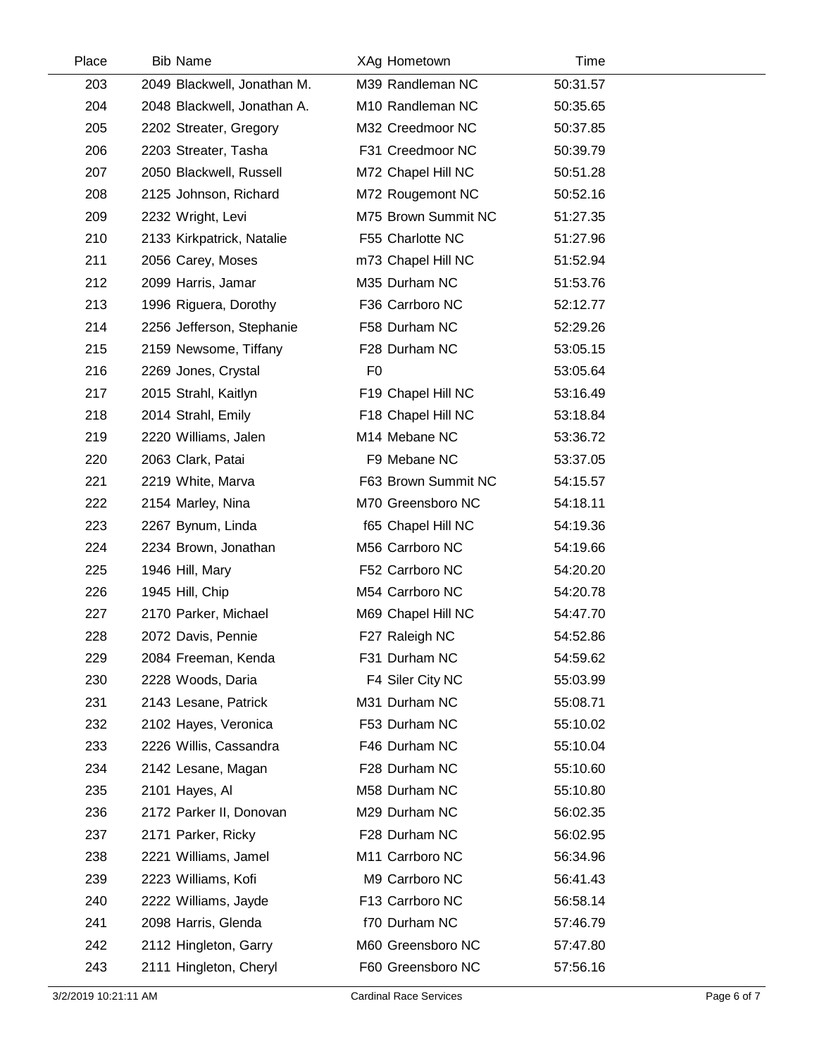| Place | Bib | Name | XAg | Hometown | Time |
|---|---|---|---|---|---|
| 203 | 2049 | Blackwell, Jonathan M. | M39 | Randleman NC | 50:31.57 |
| 204 | 2048 | Blackwell, Jonathan A. | M10 | Randleman NC | 50:35.65 |
| 205 | 2202 | Streater, Gregory | M32 | Creedmoor NC | 50:37.85 |
| 206 | 2203 | Streater, Tasha | F31 | Creedmoor NC | 50:39.79 |
| 207 | 2050 | Blackwell, Russell | M72 | Chapel Hill NC | 50:51.28 |
| 208 | 2125 | Johnson, Richard | M72 | Rougemont NC | 50:52.16 |
| 209 | 2232 | Wright, Levi | M75 | Brown Summit NC | 51:27.35 |
| 210 | 2133 | Kirkpatrick, Natalie | F55 | Charlotte NC | 51:27.96 |
| 211 | 2056 | Carey, Moses | m73 | Chapel Hill NC | 51:52.94 |
| 212 | 2099 | Harris, Jamar | M35 | Durham NC | 51:53.76 |
| 213 | 1996 | Riguera, Dorothy | F36 | Carrboro NC | 52:12.77 |
| 214 | 2256 | Jefferson, Stephanie | F58 | Durham NC | 52:29.26 |
| 215 | 2159 | Newsome, Tiffany | F28 | Durham NC | 53:05.15 |
| 216 | 2269 | Jones, Crystal | F0 | | 53:05.64 |
| 217 | 2015 | Strahl, Kaitlyn | F19 | Chapel Hill NC | 53:16.49 |
| 218 | 2014 | Strahl, Emily | F18 | Chapel Hill NC | 53:18.84 |
| 219 | 2220 | Williams, Jalen | M14 | Mebane NC | 53:36.72 |
| 220 | 2063 | Clark, Patai | F9 | Mebane NC | 53:37.05 |
| 221 | 2219 | White, Marva | F63 | Brown Summit NC | 54:15.57 |
| 222 | 2154 | Marley, Nina | M70 | Greensboro NC | 54:18.11 |
| 223 | 2267 | Bynum, Linda | f65 | Chapel Hill NC | 54:19.36 |
| 224 | 2234 | Brown, Jonathan | M56 | Carrboro NC | 54:19.66 |
| 225 | 1946 | Hill, Mary | F52 | Carrboro NC | 54:20.20 |
| 226 | 1945 | Hill, Chip | M54 | Carrboro NC | 54:20.78 |
| 227 | 2170 | Parker, Michael | M69 | Chapel Hill NC | 54:47.70 |
| 228 | 2072 | Davis, Pennie | F27 | Raleigh NC | 54:52.86 |
| 229 | 2084 | Freeman, Kenda | F31 | Durham NC | 54:59.62 |
| 230 | 2228 | Woods, Daria | F4 | Siler City NC | 55:03.99 |
| 231 | 2143 | Lesane, Patrick | M31 | Durham NC | 55:08.71 |
| 232 | 2102 | Hayes, Veronica | F53 | Durham NC | 55:10.02 |
| 233 | 2226 | Willis, Cassandra | F46 | Durham NC | 55:10.04 |
| 234 | 2142 | Lesane, Magan | F28 | Durham NC | 55:10.60 |
| 235 | 2101 | Hayes, Al | M58 | Durham NC | 55:10.80 |
| 236 | 2172 | Parker II, Donovan | M29 | Durham NC | 56:02.35 |
| 237 | 2171 | Parker, Ricky | F28 | Durham NC | 56:02.95 |
| 238 | 2221 | Williams, Jamel | M11 | Carrboro NC | 56:34.96 |
| 239 | 2223 | Williams, Kofi | M9 | Carrboro NC | 56:41.43 |
| 240 | 2222 | Williams, Jayde | F13 | Carrboro NC | 56:58.14 |
| 241 | 2098 | Harris, Glenda | f70 | Durham NC | 57:46.79 |
| 242 | 2112 | Hingleton, Garry | M60 | Greensboro NC | 57:47.80 |
| 243 | 2111 | Hingleton, Cheryl | F60 | Greensboro NC | 57:56.16 |

3/2/2019 10:21:11 AM — Cardinal Race Services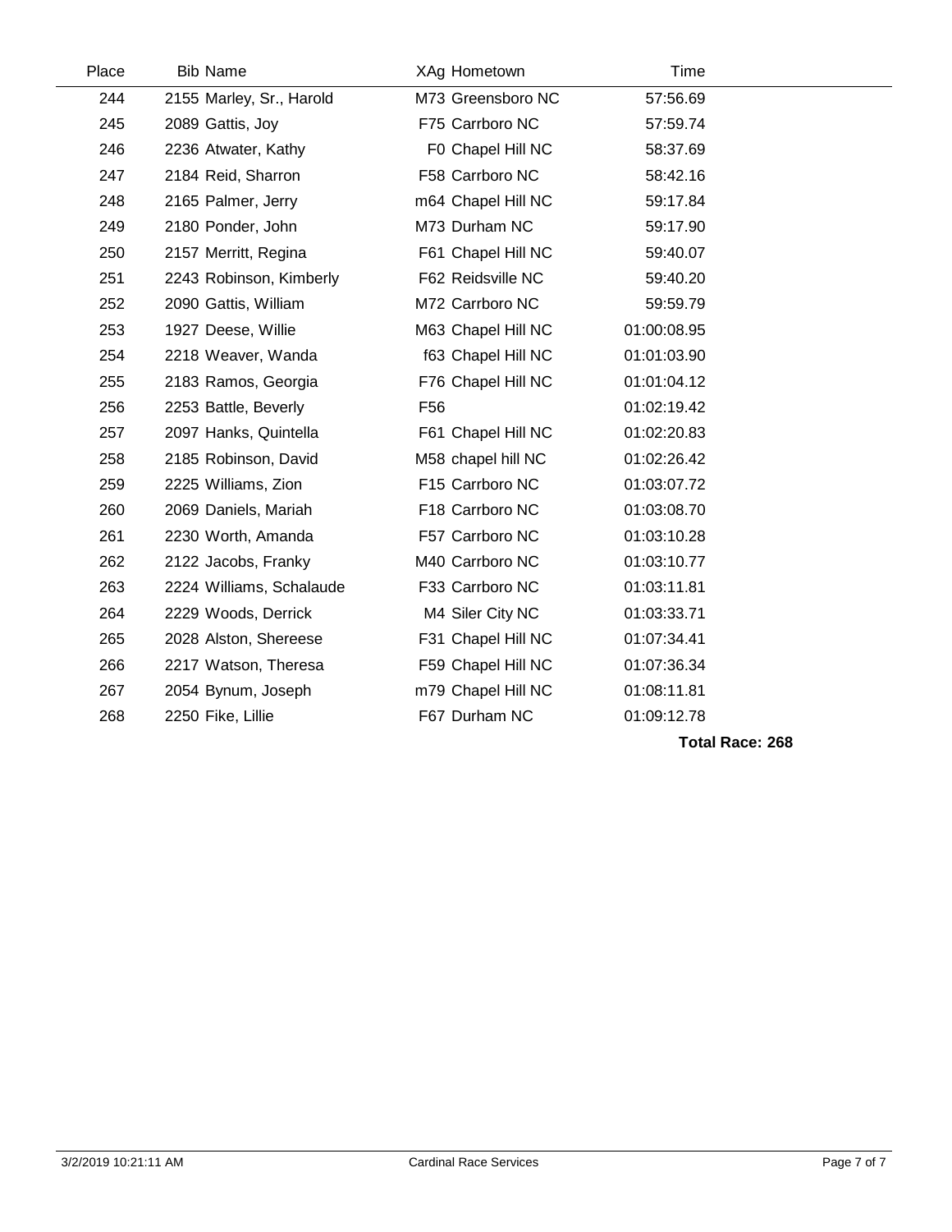| Place | Bib | Name | XAg | Hometown | Time |
|---|---|---|---|---|---|
| 244 | 2155 | Marley, Sr., Harold | M73 | Greensboro NC | 57:56.69 |
| 245 | 2089 | Gattis, Joy | F75 | Carrboro NC | 57:59.74 |
| 246 | 2236 | Atwater, Kathy | F0 | Chapel Hill NC | 58:37.69 |
| 247 | 2184 | Reid, Sharron | F58 | Carrboro NC | 58:42.16 |
| 248 | 2165 | Palmer, Jerry | m64 | Chapel Hill NC | 59:17.84 |
| 249 | 2180 | Ponder, John | M73 | Durham NC | 59:17.90 |
| 250 | 2157 | Merritt, Regina | F61 | Chapel Hill NC | 59:40.07 |
| 251 | 2243 | Robinson, Kimberly | F62 | Reidsville NC | 59:40.20 |
| 252 | 2090 | Gattis, William | M72 | Carrboro NC | 59:59.79 |
| 253 | 1927 | Deese, Willie | M63 | Chapel Hill NC | 01:00:08.95 |
| 254 | 2218 | Weaver, Wanda | f63 | Chapel Hill NC | 01:01:03.90 |
| 255 | 2183 | Ramos, Georgia | F76 | Chapel Hill NC | 01:01:04.12 |
| 256 | 2253 | Battle, Beverly | F56 | | 01:02:19.42 |
| 257 | 2097 | Hanks, Quintella | F61 | Chapel Hill NC | 01:02:20.83 |
| 258 | 2185 | Robinson, David | M58 | chapel hill NC | 01:02:26.42 |
| 259 | 2225 | Williams, Zion | F15 | Carrboro NC | 01:03:07.72 |
| 260 | 2069 | Daniels, Mariah | F18 | Carrboro NC | 01:03:08.70 |
| 261 | 2230 | Worth, Amanda | F57 | Carrboro NC | 01:03:10.28 |
| 262 | 2122 | Jacobs, Franky | M40 | Carrboro NC | 01:03:10.77 |
| 263 | 2224 | Williams, Schalaude | F33 | Carrboro NC | 01:03:11.81 |
| 264 | 2229 | Woods, Derrick | M4 | Siler City NC | 01:03:33.71 |
| 265 | 2028 | Alston, Shereese | F31 | Chapel Hill NC | 01:07:34.41 |
| 266 | 2217 | Watson, Theresa | F59 | Chapel Hill NC | 01:07:36.34 |
| 267 | 2054 | Bynum, Joseph | m79 | Chapel Hill NC | 01:08:11.81 |
| 268 | 2250 | Fike, Lillie | F67 | Durham NC | 01:09:12.78 |

**Total Race: 268**